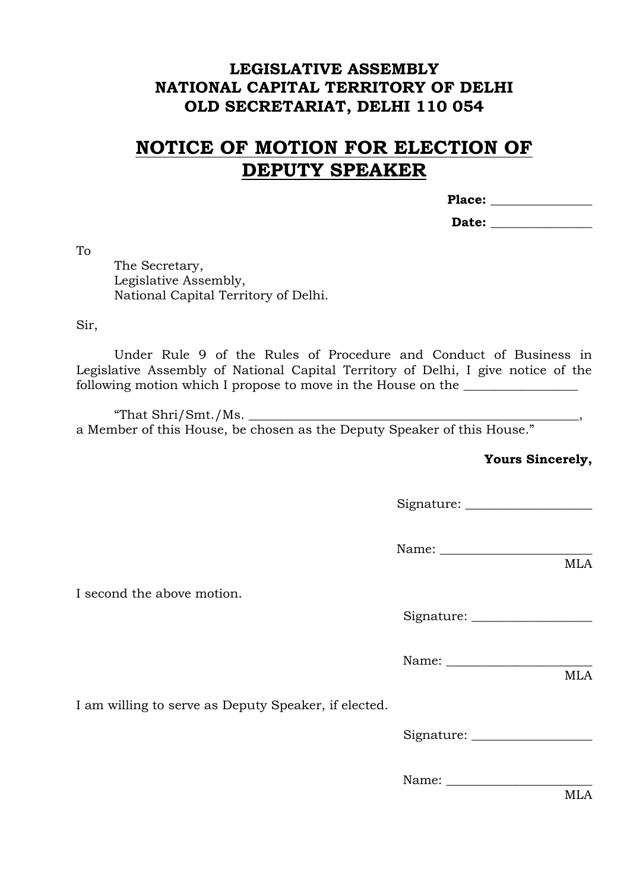**LEGISLATIVE ASSEMBLY**
**NATIONAL CAPITAL TERRITORY OF DELHI**
**OLD SECRETARIAT, DELHI 110 054**

# NOTICE OF MOTION FOR ELECTION OF DEPUTY SPEAKER

**Place:** ________________

**Date:** ________________

To
The Secretary,
Legislative Assembly,
National Capital Territory of Delhi.

Sir,

Under Rule 9 of the Rules of Procedure and Conduct of Business in Legislative Assembly of National Capital Territory of Delhi, I give notice of the following motion which I propose to move in the House on the __________________

"That Shri/Smt./Ms. ______________________________________________________, a Member of this House, be chosen as the Deputy Speaker of this House."

**Yours Sincerely,**

Signature: ____________________

Name: ________________________
MLA

I second the above motion.

Signature: ___________________

Name: _______________________
MLA

I am willing to serve as Deputy Speaker, if elected.

Signature: ___________________

Name: _______________________
MLA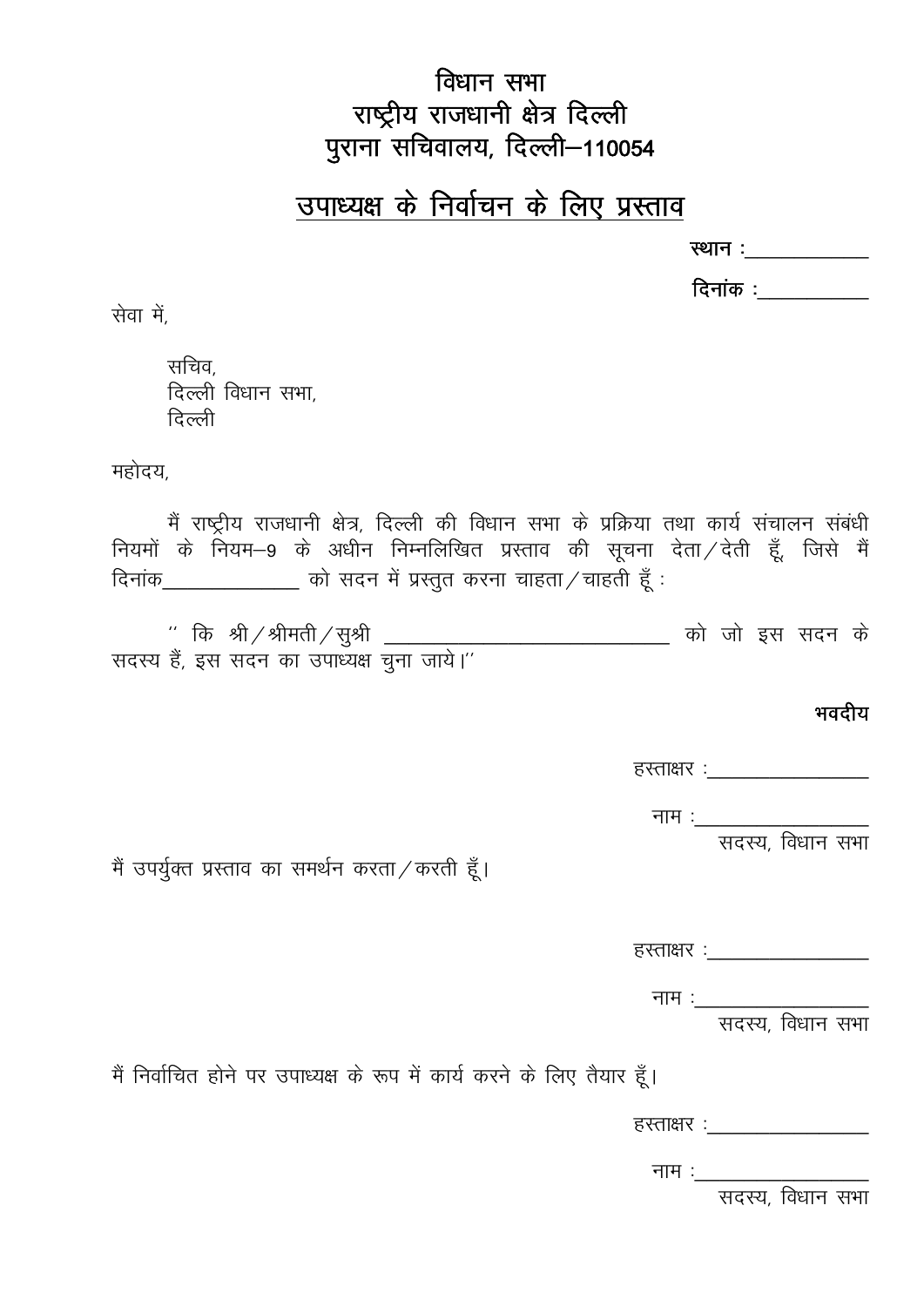विधान सभा
राष्ट्रीय राजधानी क्षेत्र दिल्ली
पुराना सचिवालय, दिल्ली–110054

# उपाध्यक्ष के निर्वाचन के लिए प्रस्ताव

स्थान :____________

दिनांक :___________

सेवा में,

सचिव,
दिल्ली विधान सभा,
दिल्ली

महोदय,

मैं राष्ट्रीय राजधानी क्षेत्र, दिल्ली की विधान सभा के प्रक्रिया तथा कार्य संचालन संबंधी नियमों के नियम–9 के अधीन निम्नलिखित प्रस्ताव की सूचना देता/देती हूँ, जिसे मैं दिनांक______________ को सदन में प्रस्तुत करना चाहता/चाहती हूँ :

'' कि श्री/श्रीमती/सुश्री ______________________________ को जो इस सदन के सदस्य हैं, इस सदन का उपाध्यक्ष चुना जाये।''

भवदीय

हस्ताक्षर :________________

नाम :_________________
सदस्य, विधान सभा

मैं उपर्युक्त प्रस्ताव का समर्थन करता/करती हूँ।

हस्ताक्षर :________________

नाम :_________________
सदस्य, विधान सभा

मैं निर्वाचित होने पर उपाध्यक्ष के रूप में कार्य करने के लिए तैयार हूँ।

हस्ताक्षर :________________

नाम :_________________
सदस्य, विधान सभा